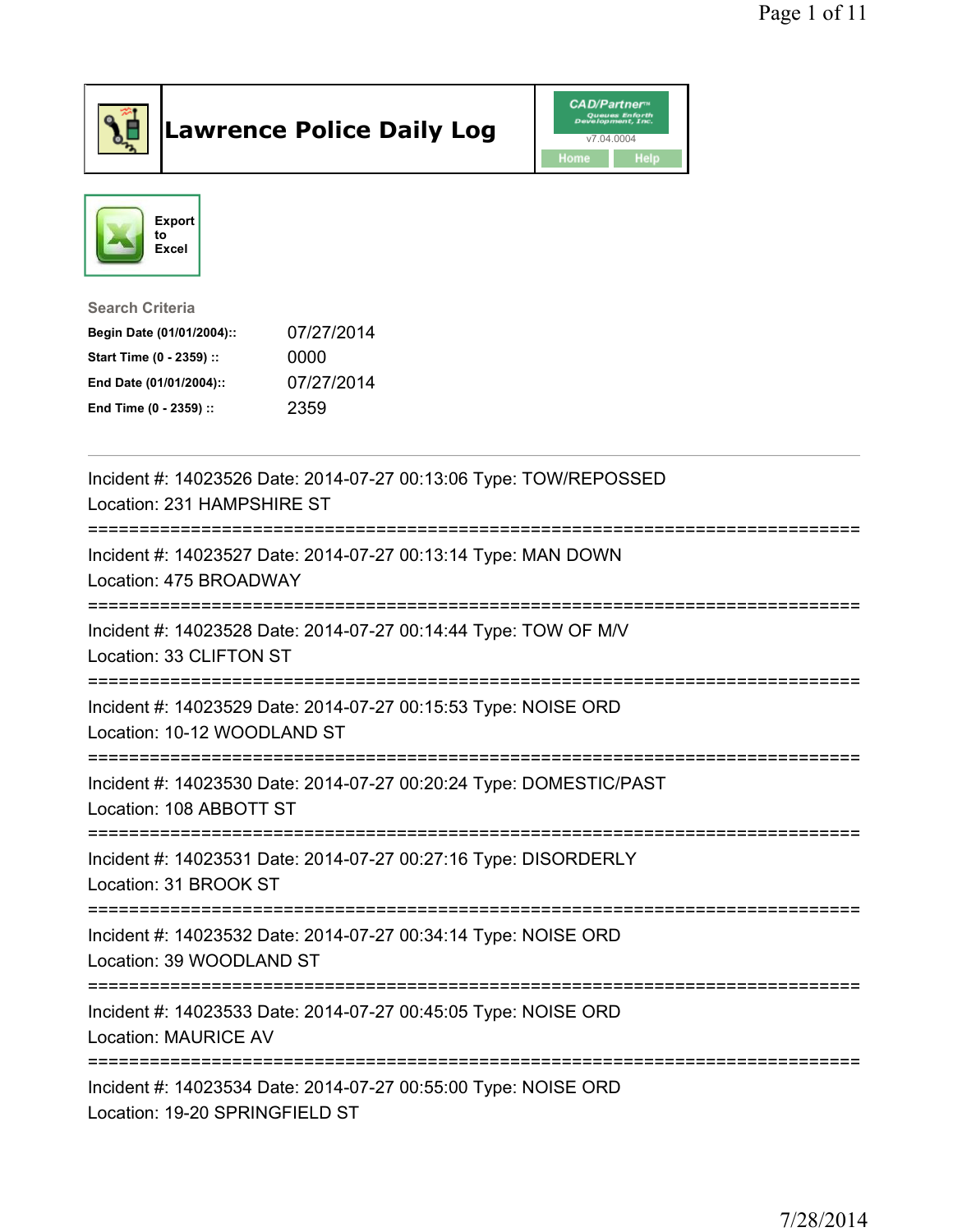# Lawrence Police Daily Log

CAD/Partner™ v7.04.0004

Home | Help

Export to Excel

**Search Criteria**

| | |
|---|---|
| **Begin Date (01/01/2004)::** | 07/27/2014 |
| **Start Time (0 - 2359) ::** | 0000 |
| **End Date (01/01/2004)::** | 07/27/2014 |
| **End Time (0 - 2359) ::** | 2359 |

---

Incident #: 14023526 Date: 2014-07-27 00:13:06 Type: TOW/REPOSSED
Location: 231 HAMPSHIRE ST

===========================================================================

Incident #: 14023527 Date: 2014-07-27 00:13:14 Type: MAN DOWN
Location: 475 BROADWAY

===========================================================================

Incident #: 14023528 Date: 2014-07-27 00:14:44 Type: TOW OF M/V
Location: 33 CLIFTON ST

===========================================================================

Incident #: 14023529 Date: 2014-07-27 00:15:53 Type: NOISE ORD
Location: 10-12 WOODLAND ST

===========================================================================

Incident #: 14023530 Date: 2014-07-27 00:20:24 Type: DOMESTIC/PAST
Location: 108 ABBOTT ST

===========================================================================

Incident #: 14023531 Date: 2014-07-27 00:27:16 Type: DISORDERLY
Location: 31 BROOK ST

===========================================================================

Incident #: 14023532 Date: 2014-07-27 00:34:14 Type: NOISE ORD
Location: 39 WOODLAND ST

===========================================================================

Incident #: 14023533 Date: 2014-07-27 00:45:05 Type: NOISE ORD
Location: MAURICE AV

===========================================================================

Incident #: 14023534 Date: 2014-07-27 00:55:00 Type: NOISE ORD
Location: 19-20 SPRINGFIELD ST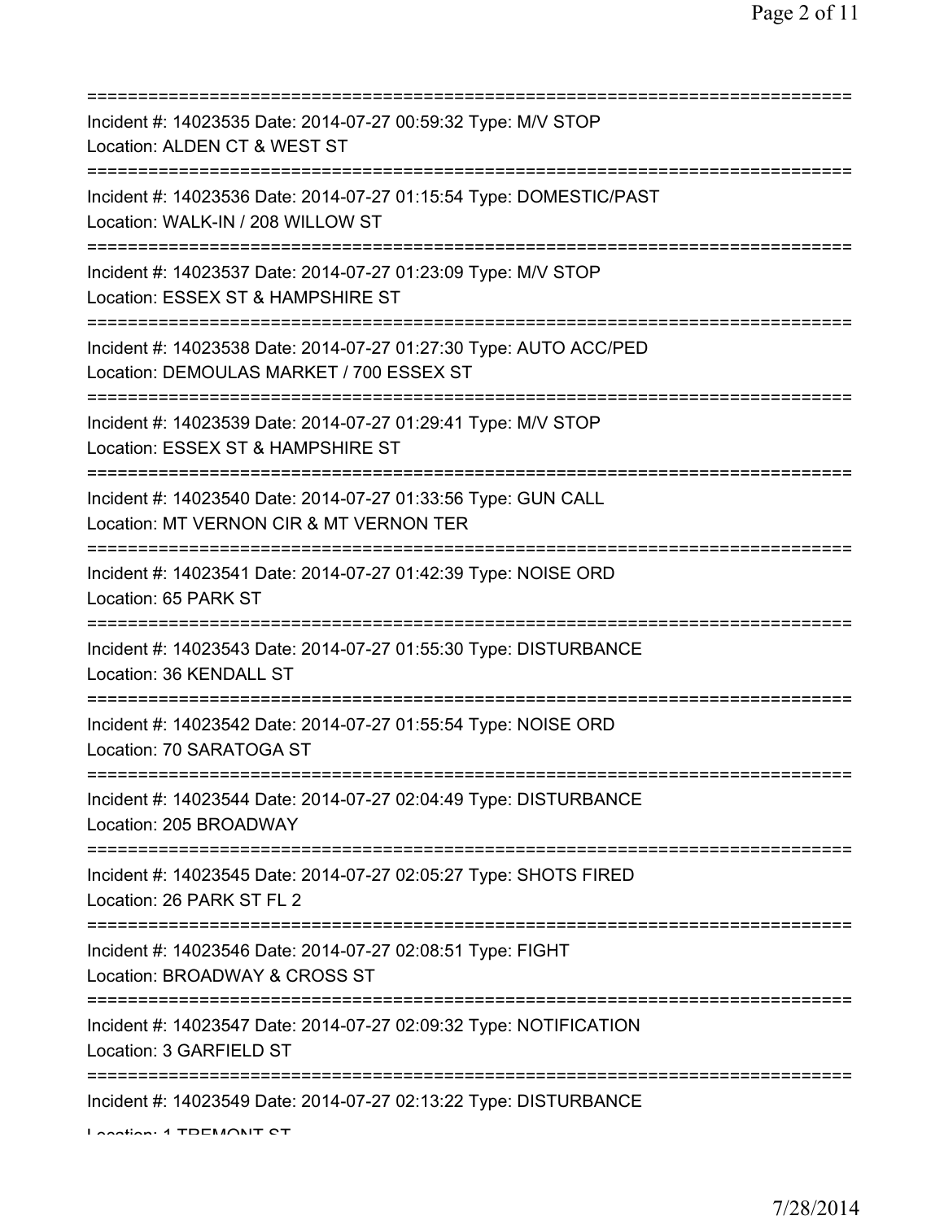===========================================================================
Incident #: 14023535 Date: 2014-07-27 00:59:32 Type: M/V STOP
Location: ALDEN CT & WEST ST
===========================================================================
Incident #: 14023536 Date: 2014-07-27 01:15:54 Type: DOMESTIC/PAST
Location: WALK-IN / 208 WILLOW ST
===========================================================================
Incident #: 14023537 Date: 2014-07-27 01:23:09 Type: M/V STOP
Location: ESSEX ST & HAMPSHIRE ST
===========================================================================
Incident #: 14023538 Date: 2014-07-27 01:27:30 Type: AUTO ACC/PED
Location: DEMOULAS MARKET / 700 ESSEX ST
===========================================================================
Incident #: 14023539 Date: 2014-07-27 01:29:41 Type: M/V STOP
Location: ESSEX ST & HAMPSHIRE ST
===========================================================================
Incident #: 14023540 Date: 2014-07-27 01:33:56 Type: GUN CALL
Location: MT VERNON CIR & MT VERNON TER
===========================================================================
Incident #: 14023541 Date: 2014-07-27 01:42:39 Type: NOISE ORD
Location: 65 PARK ST
===========================================================================
Incident #: 14023543 Date: 2014-07-27 01:55:30 Type: DISTURBANCE
Location: 36 KENDALL ST
===========================================================================
Incident #: 14023542 Date: 2014-07-27 01:55:54 Type: NOISE ORD
Location: 70 SARATOGA ST
===========================================================================
Incident #: 14023544 Date: 2014-07-27 02:04:49 Type: DISTURBANCE
Location: 205 BROADWAY
===========================================================================
Incident #: 14023545 Date: 2014-07-27 02:05:27 Type: SHOTS FIRED
Location: 26 PARK ST FL 2
===========================================================================
Incident #: 14023546 Date: 2014-07-27 02:08:51 Type: FIGHT
Location: BROADWAY & CROSS ST
===========================================================================
Incident #: 14023547 Date: 2014-07-27 02:09:32 Type: NOTIFICATION
Location: 3 GARFIELD ST
===========================================================================
Incident #: 14023549 Date: 2014-07-27 02:13:22 Type: DISTURBANCE
Location: 1 TREMONT ST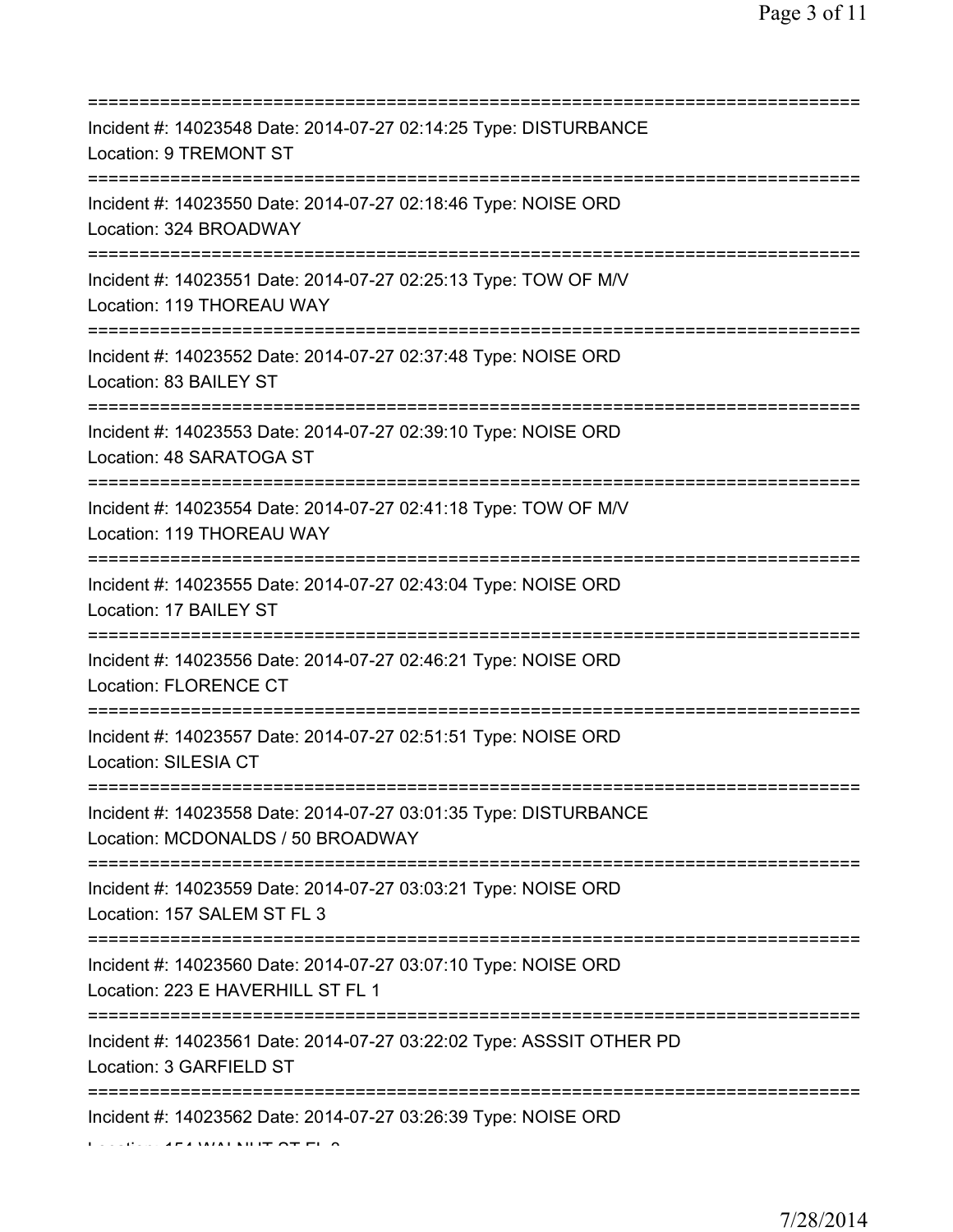===========================================================================

Incident #: 14023548 Date: 2014-07-27 02:14:25 Type: DISTURBANCE
Location: 9 TREMONT ST

===========================================================================

Incident #: 14023550 Date: 2014-07-27 02:18:46 Type: NOISE ORD
Location: 324 BROADWAY

===========================================================================

Incident #: 14023551 Date: 2014-07-27 02:25:13 Type: TOW OF M/V
Location: 119 THOREAU WAY

===========================================================================

Incident #: 14023552 Date: 2014-07-27 02:37:48 Type: NOISE ORD
Location: 83 BAILEY ST

===========================================================================

Incident #: 14023553 Date: 2014-07-27 02:39:10 Type: NOISE ORD
Location: 48 SARATOGA ST

===========================================================================

Incident #: 14023554 Date: 2014-07-27 02:41:18 Type: TOW OF M/V
Location: 119 THOREAU WAY

===========================================================================

Incident #: 14023555 Date: 2014-07-27 02:43:04 Type: NOISE ORD
Location: 17 BAILEY ST

===========================================================================

Incident #: 14023556 Date: 2014-07-27 02:46:21 Type: NOISE ORD
Location: FLORENCE CT

===========================================================================

Incident #: 14023557 Date: 2014-07-27 02:51:51 Type: NOISE ORD
Location: SILESIA CT

===========================================================================

Incident #: 14023558 Date: 2014-07-27 03:01:35 Type: DISTURBANCE
Location: MCDONALDS / 50 BROADWAY

===========================================================================

Incident #: 14023559 Date: 2014-07-27 03:03:21 Type: NOISE ORD
Location: 157 SALEM ST FL 3

===========================================================================

Incident #: 14023560 Date: 2014-07-27 03:07:10 Type: NOISE ORD
Location: 223 E HAVERHILL ST FL 1

===========================================================================

Incident #: 14023561 Date: 2014-07-27 03:22:02 Type: ASSSIT OTHER PD
Location: 3 GARFIELD ST

===========================================================================

Incident #: 14023562 Date: 2014-07-27 03:26:39 Type: NOISE ORD
Location: 154 WALNUT ST FL 2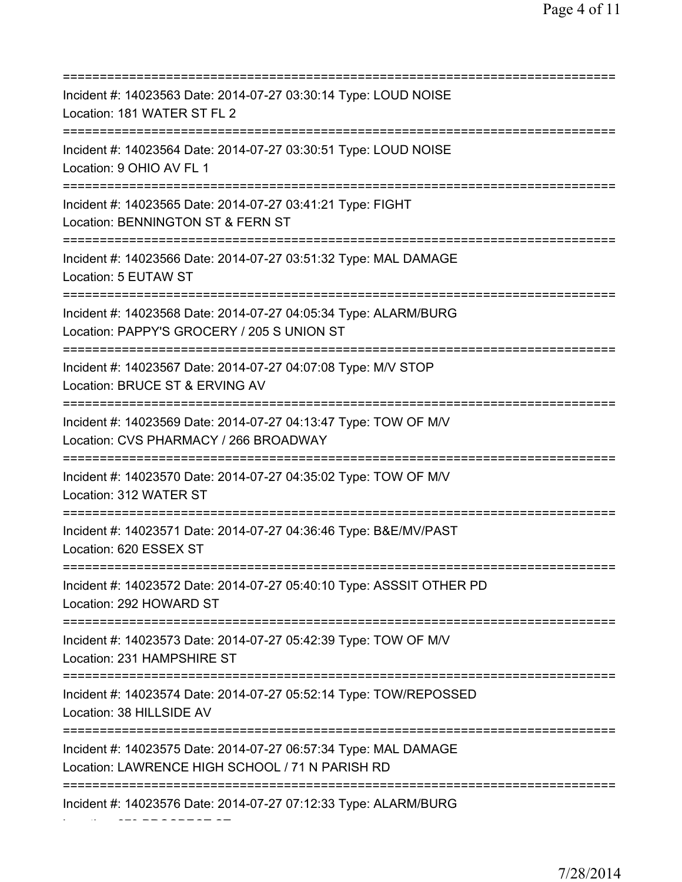===========================================================================
Incident #: 14023563 Date: 2014-07-27 03:30:14 Type: LOUD NOISE
Location: 181 WATER ST FL 2
===========================================================================
Incident #: 14023564 Date: 2014-07-27 03:30:51 Type: LOUD NOISE
Location: 9 OHIO AV FL 1
===========================================================================
Incident #: 14023565 Date: 2014-07-27 03:41:21 Type: FIGHT
Location: BENNINGTON ST & FERN ST
===========================================================================
Incident #: 14023566 Date: 2014-07-27 03:51:32 Type: MAL DAMAGE
Location: 5 EUTAW ST
===========================================================================
Incident #: 14023568 Date: 2014-07-27 04:05:34 Type: ALARM/BURG
Location: PAPPY'S GROCERY / 205 S UNION ST
===========================================================================
Incident #: 14023567 Date: 2014-07-27 04:07:08 Type: M/V STOP
Location: BRUCE ST & ERVING AV
===========================================================================
Incident #: 14023569 Date: 2014-07-27 04:13:47 Type: TOW OF M/V
Location: CVS PHARMACY / 266 BROADWAY
===========================================================================
Incident #: 14023570 Date: 2014-07-27 04:35:02 Type: TOW OF M/V
Location: 312 WATER ST
===========================================================================
Incident #: 14023571 Date: 2014-07-27 04:36:46 Type: B&E/MV/PAST
Location: 620 ESSEX ST
===========================================================================
Incident #: 14023572 Date: 2014-07-27 05:40:10 Type: ASSSIT OTHER PD
Location: 292 HOWARD ST
===========================================================================
Incident #: 14023573 Date: 2014-07-27 05:42:39 Type: TOW OF M/V
Location: 231 HAMPSHIRE ST
===========================================================================
Incident #: 14023574 Date: 2014-07-27 05:52:14 Type: TOW/REPOSSED
Location: 38 HILLSIDE AV
===========================================================================
Incident #: 14023575 Date: 2014-07-27 06:57:34 Type: MAL DAMAGE
Location: LAWRENCE HIGH SCHOOL / 71 N PARISH RD
===========================================================================
Incident #: 14023576 Date: 2014-07-27 07:12:33 Type: ALARM/BURG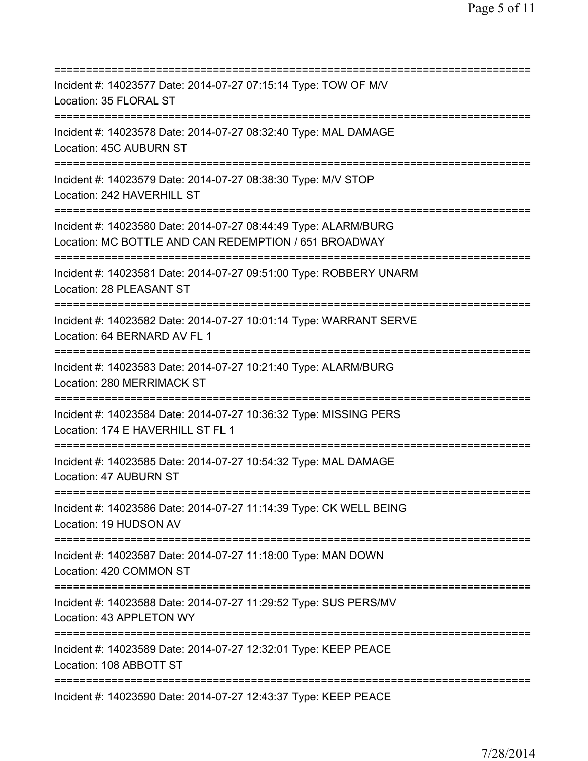===========================================================================
Incident #: 14023577 Date: 2014-07-27 07:15:14 Type: TOW OF M/V
Location: 35 FLORAL ST
===========================================================================
Incident #: 14023578 Date: 2014-07-27 08:32:40 Type: MAL DAMAGE
Location: 45C AUBURN ST
===========================================================================
Incident #: 14023579 Date: 2014-07-27 08:38:30 Type: M/V STOP
Location: 242 HAVERHILL ST
===========================================================================
Incident #: 14023580 Date: 2014-07-27 08:44:49 Type: ALARM/BURG
Location: MC BOTTLE AND CAN REDEMPTION / 651 BROADWAY
===========================================================================
Incident #: 14023581 Date: 2014-07-27 09:51:00 Type: ROBBERY UNARM
Location: 28 PLEASANT ST
===========================================================================
Incident #: 14023582 Date: 2014-07-27 10:01:14 Type: WARRANT SERVE
Location: 64 BERNARD AV FL 1
===========================================================================
Incident #: 14023583 Date: 2014-07-27 10:21:40 Type: ALARM/BURG
Location: 280 MERRIMACK ST
===========================================================================
Incident #: 14023584 Date: 2014-07-27 10:36:32 Type: MISSING PERS
Location: 174 E HAVERHILL ST FL 1
===========================================================================
Incident #: 14023585 Date: 2014-07-27 10:54:32 Type: MAL DAMAGE
Location: 47 AUBURN ST
===========================================================================
Incident #: 14023586 Date: 2014-07-27 11:14:39 Type: CK WELL BEING
Location: 19 HUDSON AV
===========================================================================
Incident #: 14023587 Date: 2014-07-27 11:18:00 Type: MAN DOWN
Location: 420 COMMON ST
===========================================================================
Incident #: 14023588 Date: 2014-07-27 11:29:52 Type: SUS PERS/MV
Location: 43 APPLETON WY
===========================================================================
Incident #: 14023589 Date: 2014-07-27 12:32:01 Type: KEEP PEACE
Location: 108 ABBOTT ST
===========================================================================
Incident #: 14023590 Date: 2014-07-27 12:43:37 Type: KEEP PEACE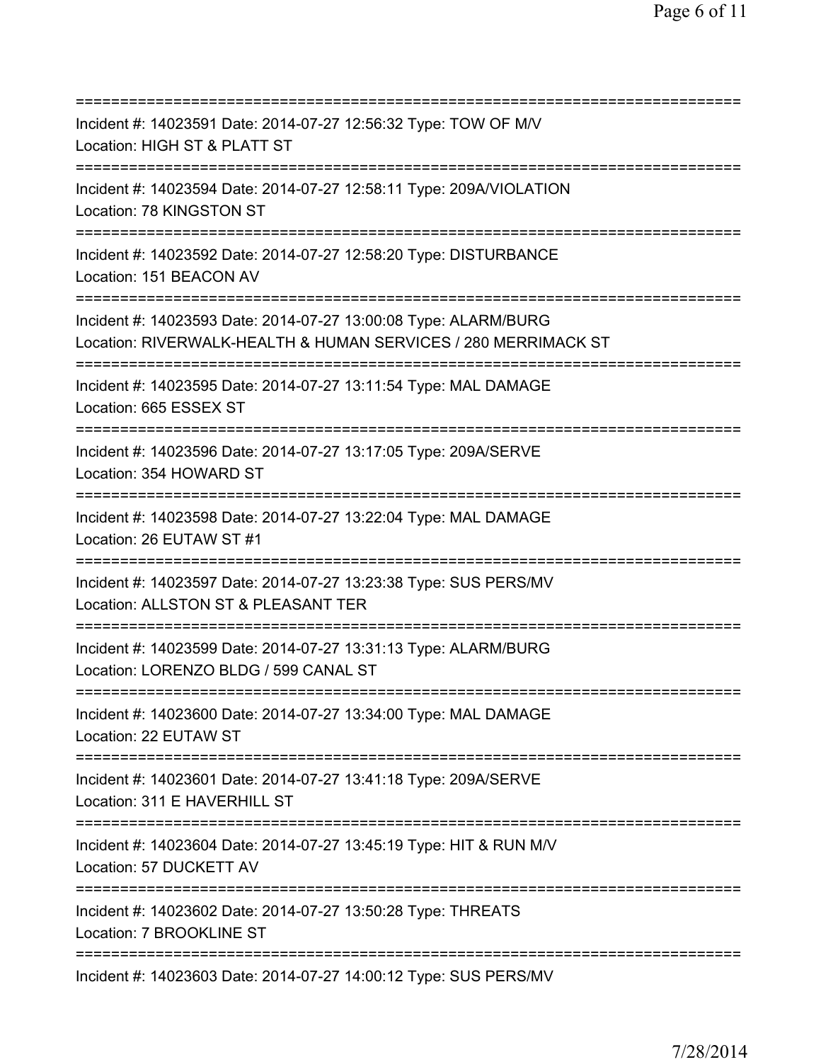===========================================================================
Incident #: 14023591 Date: 2014-07-27 12:56:32 Type: TOW OF M/V
Location: HIGH ST & PLATT ST
===========================================================================
Incident #: 14023594 Date: 2014-07-27 12:58:11 Type: 209A/VIOLATION
Location: 78 KINGSTON ST
===========================================================================
Incident #: 14023592 Date: 2014-07-27 12:58:20 Type: DISTURBANCE
Location: 151 BEACON AV
===========================================================================
Incident #: 14023593 Date: 2014-07-27 13:00:08 Type: ALARM/BURG
Location: RIVERWALK-HEALTH & HUMAN SERVICES / 280 MERRIMACK ST
===========================================================================
Incident #: 14023595 Date: 2014-07-27 13:11:54 Type: MAL DAMAGE
Location: 665 ESSEX ST
===========================================================================
Incident #: 14023596 Date: 2014-07-27 13:17:05 Type: 209A/SERVE
Location: 354 HOWARD ST
===========================================================================
Incident #: 14023598 Date: 2014-07-27 13:22:04 Type: MAL DAMAGE
Location: 26 EUTAW ST #1
===========================================================================
Incident #: 14023597 Date: 2014-07-27 13:23:38 Type: SUS PERS/MV
Location: ALLSTON ST & PLEASANT TER
===========================================================================
Incident #: 14023599 Date: 2014-07-27 13:31:13 Type: ALARM/BURG
Location: LORENZO BLDG / 599 CANAL ST
===========================================================================
Incident #: 14023600 Date: 2014-07-27 13:34:00 Type: MAL DAMAGE
Location: 22 EUTAW ST
===========================================================================
Incident #: 14023601 Date: 2014-07-27 13:41:18 Type: 209A/SERVE
Location: 311 E HAVERHILL ST
===========================================================================
Incident #: 14023604 Date: 2014-07-27 13:45:19 Type: HIT & RUN M/V
Location: 57 DUCKETT AV
===========================================================================
Incident #: 14023602 Date: 2014-07-27 13:50:28 Type: THREATS
Location: 7 BROOKLINE ST
===========================================================================
Incident #: 14023603 Date: 2014-07-27 14:00:12 Type: SUS PERS/MV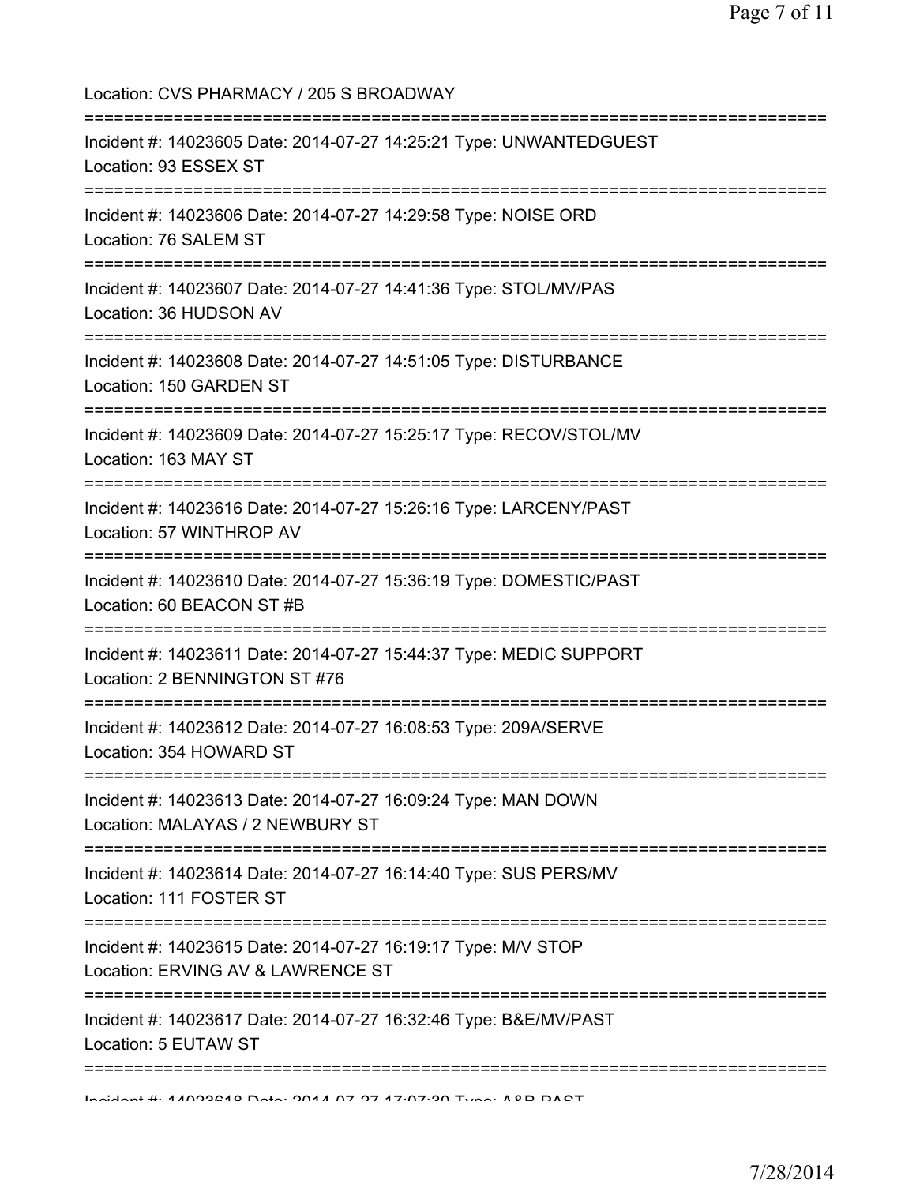Location: CVS PHARMACY / 205 S BROADWAY

===========================================================================

Incident #: 14023605 Date: 2014-07-27 14:25:21 Type: UNWANTEDGUEST
Location: 93 ESSEX ST

===========================================================================

Incident #: 14023606 Date: 2014-07-27 14:29:58 Type: NOISE ORD
Location: 76 SALEM ST

===========================================================================

Incident #: 14023607 Date: 2014-07-27 14:41:36 Type: STOL/MV/PAS
Location: 36 HUDSON AV

===========================================================================

Incident #: 14023608 Date: 2014-07-27 14:51:05 Type: DISTURBANCE
Location: 150 GARDEN ST

===========================================================================

Incident #: 14023609 Date: 2014-07-27 15:25:17 Type: RECOV/STOL/MV
Location: 163 MAY ST

===========================================================================

Incident #: 14023616 Date: 2014-07-27 15:26:16 Type: LARCENY/PAST
Location: 57 WINTHROP AV

===========================================================================

Incident #: 14023610 Date: 2014-07-27 15:36:19 Type: DOMESTIC/PAST
Location: 60 BEACON ST #B

===========================================================================

Incident #: 14023611 Date: 2014-07-27 15:44:37 Type: MEDIC SUPPORT
Location: 2 BENNINGTON ST #76

===========================================================================

Incident #: 14023612 Date: 2014-07-27 16:08:53 Type: 209A/SERVE
Location: 354 HOWARD ST

===========================================================================

Incident #: 14023613 Date: 2014-07-27 16:09:24 Type: MAN DOWN
Location: MALAYAS / 2 NEWBURY ST

===========================================================================

Incident #: 14023614 Date: 2014-07-27 16:14:40 Type: SUS PERS/MV
Location: 111 FOSTER ST

===========================================================================

Incident #: 14023615 Date: 2014-07-27 16:19:17 Type: M/V STOP
Location: ERVING AV & LAWRENCE ST

===========================================================================

Incident #: 14023617 Date: 2014-07-27 16:32:46 Type: B&E/MV/PAST
Location: 5 EUTAW ST

===========================================================================

Incident #: 14023618 Date: 2014-07-27 17:07:30 Type: A&B PAST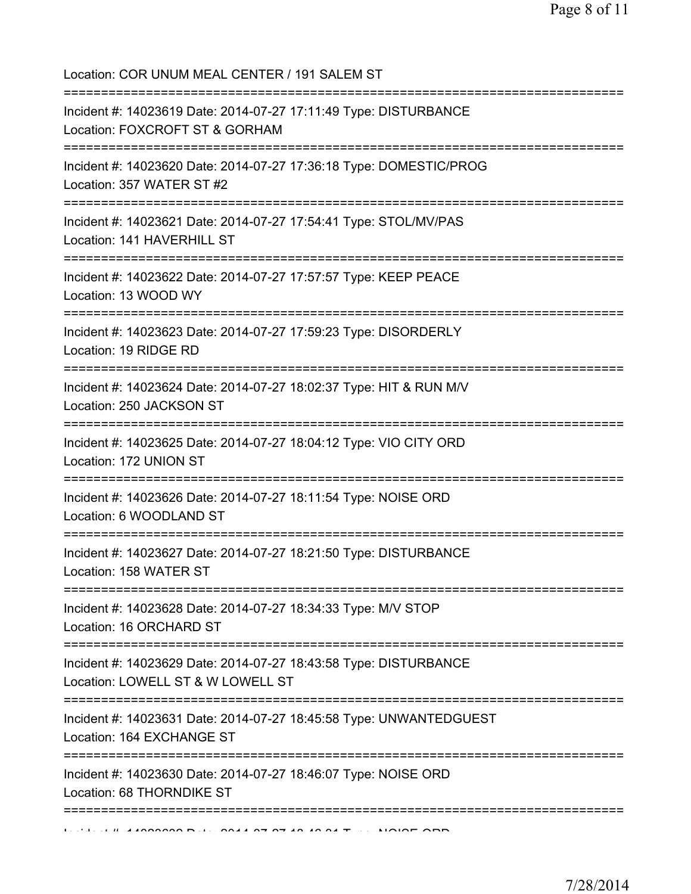Location: COR UNUM MEAL CENTER / 191 SALEM ST

===========================================================================

Incident #: 14023619 Date: 2014-07-27 17:11:49 Type: DISTURBANCE
Location: FOXCROFT ST & GORHAM

===========================================================================

Incident #: 14023620 Date: 2014-07-27 17:36:18 Type: DOMESTIC/PROG
Location: 357 WATER ST #2

===========================================================================

Incident #: 14023621 Date: 2014-07-27 17:54:41 Type: STOL/MV/PAS
Location: 141 HAVERHILL ST

===========================================================================

Incident #: 14023622 Date: 2014-07-27 17:57:57 Type: KEEP PEACE
Location: 13 WOOD WY

===========================================================================

Incident #: 14023623 Date: 2014-07-27 17:59:23 Type: DISORDERLY
Location: 19 RIDGE RD

===========================================================================

Incident #: 14023624 Date: 2014-07-27 18:02:37 Type: HIT & RUN M/V
Location: 250 JACKSON ST

===========================================================================

Incident #: 14023625 Date: 2014-07-27 18:04:12 Type: VIO CITY ORD
Location: 172 UNION ST

===========================================================================

Incident #: 14023626 Date: 2014-07-27 18:11:54 Type: NOISE ORD
Location: 6 WOODLAND ST

===========================================================================

Incident #: 14023627 Date: 2014-07-27 18:21:50 Type: DISTURBANCE
Location: 158 WATER ST

===========================================================================

Incident #: 14023628 Date: 2014-07-27 18:34:33 Type: M/V STOP
Location: 16 ORCHARD ST

===========================================================================

Incident #: 14023629 Date: 2014-07-27 18:43:58 Type: DISTURBANCE
Location: LOWELL ST & W LOWELL ST

===========================================================================

Incident #: 14023631 Date: 2014-07-27 18:45:58 Type: UNWANTEDGUEST
Location: 164 EXCHANGE ST

===========================================================================

Incident #: 14023630 Date: 2014-07-27 18:46:07 Type: NOISE ORD
Location: 68 THORNDIKE ST

===========================================================================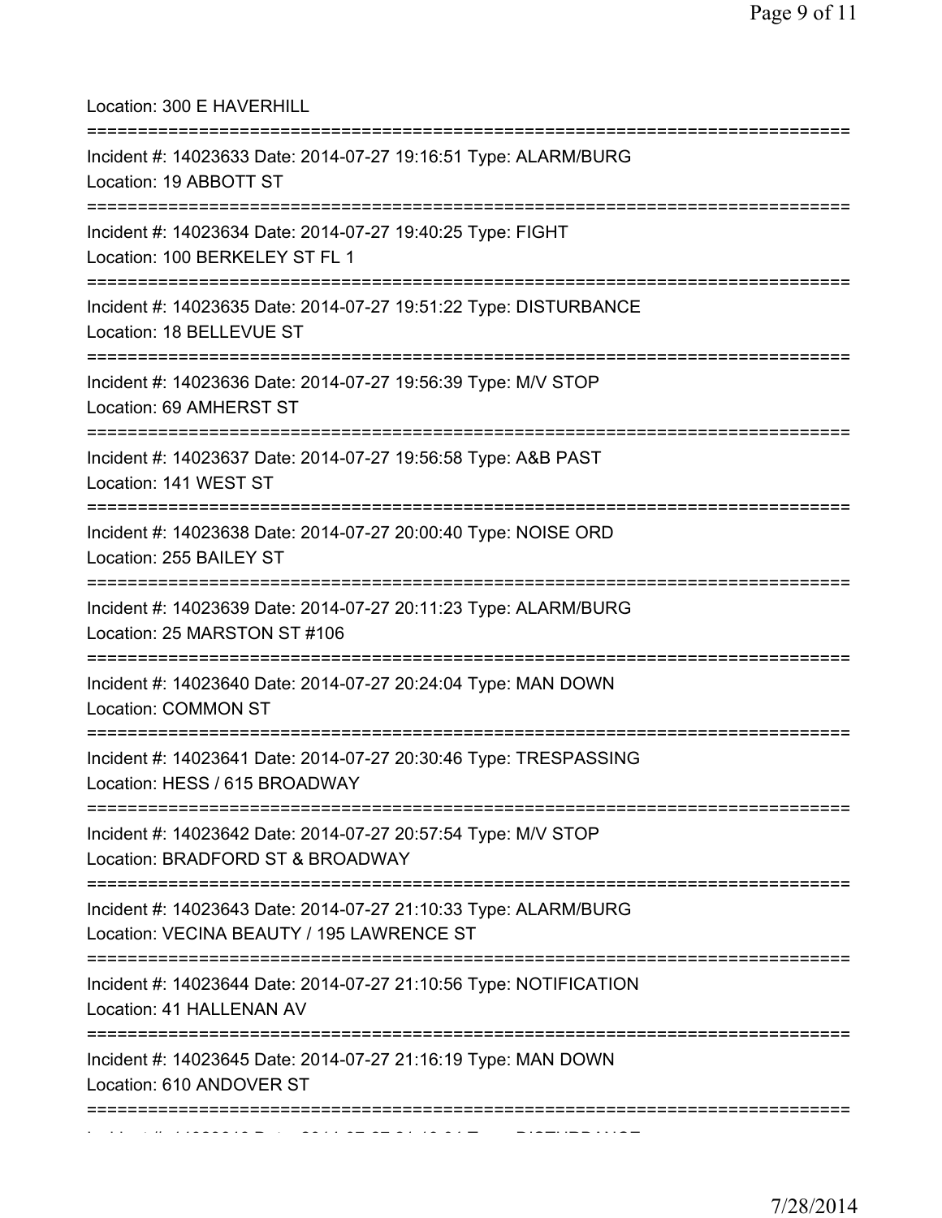Location: 300 E HAVERHILL

===========================================================================

Incident #: 14023633 Date: 2014-07-27 19:16:51 Type: ALARM/BURG
Location: 19 ABBOTT ST

===========================================================================

Incident #: 14023634 Date: 2014-07-27 19:40:25 Type: FIGHT
Location: 100 BERKELEY ST FL 1

===========================================================================

Incident #: 14023635 Date: 2014-07-27 19:51:22 Type: DISTURBANCE
Location: 18 BELLEVUE ST

===========================================================================

Incident #: 14023636 Date: 2014-07-27 19:56:39 Type: M/V STOP
Location: 69 AMHERST ST

===========================================================================

Incident #: 14023637 Date: 2014-07-27 19:56:58 Type: A&B PAST
Location: 141 WEST ST

===========================================================================

Incident #: 14023638 Date: 2014-07-27 20:00:40 Type: NOISE ORD
Location: 255 BAILEY ST

===========================================================================

Incident #: 14023639 Date: 2014-07-27 20:11:23 Type: ALARM/BURG
Location: 25 MARSTON ST #106

===========================================================================

Incident #: 14023640 Date: 2014-07-27 20:24:04 Type: MAN DOWN
Location: COMMON ST

===========================================================================

Incident #: 14023641 Date: 2014-07-27 20:30:46 Type: TRESPASSING
Location: HESS / 615 BROADWAY

===========================================================================

Incident #: 14023642 Date: 2014-07-27 20:57:54 Type: M/V STOP
Location: BRADFORD ST & BROADWAY

===========================================================================

Incident #: 14023643 Date: 2014-07-27 21:10:33 Type: ALARM/BURG
Location: VECINA BEAUTY / 195 LAWRENCE ST

===========================================================================

Incident #: 14023644 Date: 2014-07-27 21:10:56 Type: NOTIFICATION
Location: 41 HALLENAN AV

===========================================================================

Incident #: 14023645 Date: 2014-07-27 21:16:19 Type: MAN DOWN
Location: 610 ANDOVER ST

===========================================================================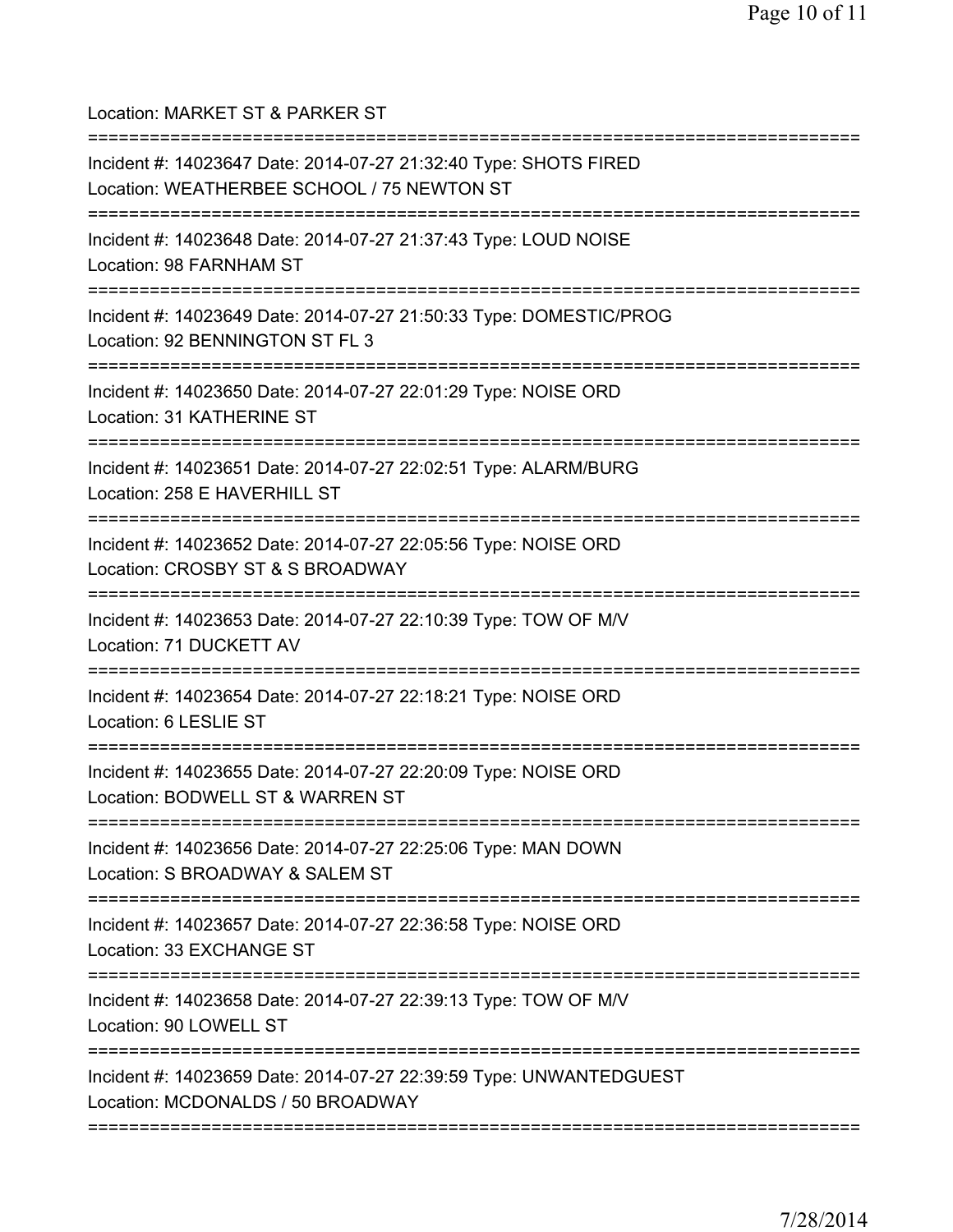Location: MARKET ST & PARKER ST

===========================================================================

Incident #: 14023647 Date: 2014-07-27 21:32:40 Type: SHOTS FIRED
Location: WEATHERBEE SCHOOL / 75 NEWTON ST

===========================================================================

Incident #: 14023648 Date: 2014-07-27 21:37:43 Type: LOUD NOISE
Location: 98 FARNHAM ST

===========================================================================

Incident #: 14023649 Date: 2014-07-27 21:50:33 Type: DOMESTIC/PROG
Location: 92 BENNINGTON ST FL 3

===========================================================================

Incident #: 14023650 Date: 2014-07-27 22:01:29 Type: NOISE ORD
Location: 31 KATHERINE ST

===========================================================================

Incident #: 14023651 Date: 2014-07-27 22:02:51 Type: ALARM/BURG
Location: 258 E HAVERHILL ST

===========================================================================

Incident #: 14023652 Date: 2014-07-27 22:05:56 Type: NOISE ORD
Location: CROSBY ST & S BROADWAY

===========================================================================

Incident #: 14023653 Date: 2014-07-27 22:10:39 Type: TOW OF M/V
Location: 71 DUCKETT AV

===========================================================================

Incident #: 14023654 Date: 2014-07-27 22:18:21 Type: NOISE ORD
Location: 6 LESLIE ST

===========================================================================

Incident #: 14023655 Date: 2014-07-27 22:20:09 Type: NOISE ORD
Location: BODWELL ST & WARREN ST

===========================================================================

Incident #: 14023656 Date: 2014-07-27 22:25:06 Type: MAN DOWN
Location: S BROADWAY & SALEM ST

===========================================================================

Incident #: 14023657 Date: 2014-07-27 22:36:58 Type: NOISE ORD
Location: 33 EXCHANGE ST

===========================================================================

Incident #: 14023658 Date: 2014-07-27 22:39:13 Type: TOW OF M/V
Location: 90 LOWELL ST

===========================================================================

Incident #: 14023659 Date: 2014-07-27 22:39:59 Type: UNWANTEDGUEST
Location: MCDONALDS / 50 BROADWAY

===========================================================================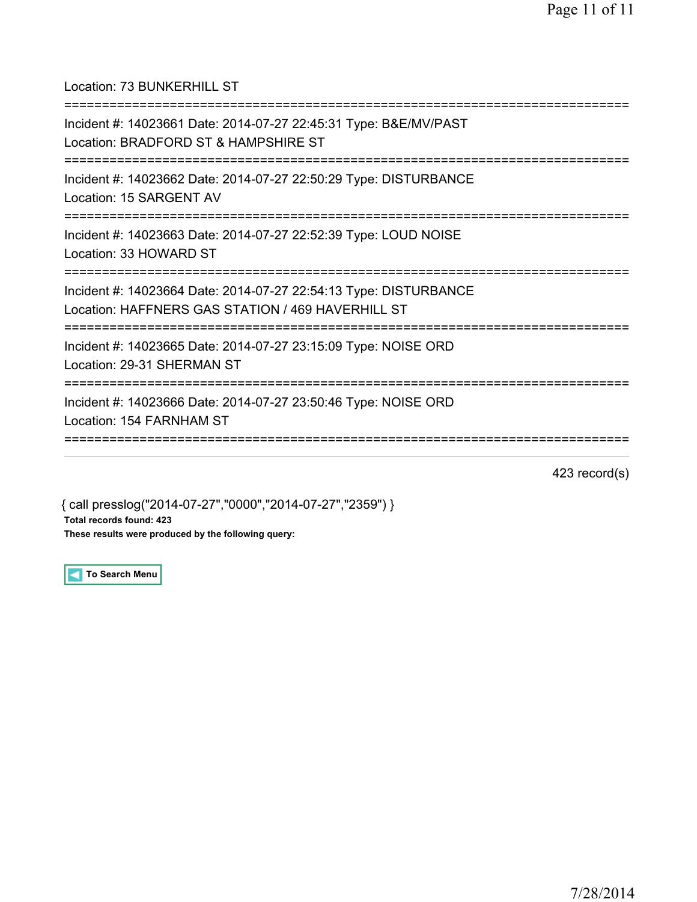Location: 73 BUNKERHILL ST

===========================================================================

Incident #: 14023661 Date: 2014-07-27 22:45:31 Type: B&E/MV/PAST

Location: BRADFORD ST & HAMPSHIRE ST

===========================================================================

Incident #: 14023662 Date: 2014-07-27 22:50:29 Type: DISTURBANCE

Location: 15 SARGENT AV

===========================================================================

Incident #: 14023663 Date: 2014-07-27 22:52:39 Type: LOUD NOISE

Location: 33 HOWARD ST

===========================================================================

Incident #: 14023664 Date: 2014-07-27 22:54:13 Type: DISTURBANCE

Location: HAFFNERS GAS STATION / 469 HAVERHILL ST

===========================================================================

Incident #: 14023665 Date: 2014-07-27 23:15:09 Type: NOISE ORD

Location: 29-31 SHERMAN ST

===========================================================================

Incident #: 14023666 Date: 2014-07-27 23:50:46 Type: NOISE ORD

Location: 154 FARNHAM ST

===========================================================================

423 record(s)

{ call presslog("2014-07-27","0000","2014-07-27","2359") }

**Total records found: 423**

**These results were produced by the following query:**

To Search Menu